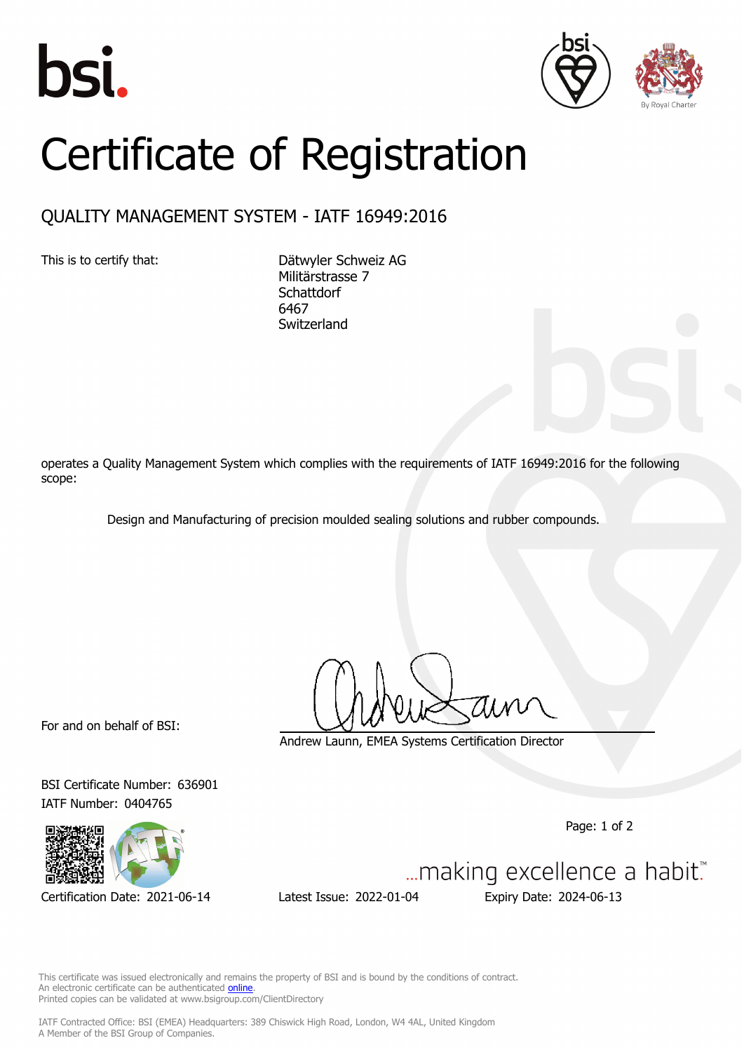# Certificate of Registration

## QUALITY MANAGEMENT SYSTEM - IATF 16949:2016

This is to certify that:

Dätwyler Schweiz AG
Militärstrasse 7
Schattdorf
6467
Switzerland

operates a Quality Management System which complies with the requirements of IATF 16949:2016 for the following scope:

Design and Manufacturing of precision moulded sealing solutions and rubber compounds.

For and on behalf of BSI:

Andrew Launn, EMEA Systems Certification Director

BSI Certificate Number: 636901
IATF Number: 0404765

Certification Date: 2021-06-14 | Latest Issue: 2022-01-04 | Expiry Date: 2024-06-13

...making excellence a habit.™

This certificate was issued electronically and remains the property of BSI and is bound by the conditions of contract.
An electronic certificate can be authenticated online.
Printed copies can be validated at www.bsigroup.com/ClientDirectory

IATF Contracted Office: BSI (EMEA) Headquarters: 389 Chiswick High Road, London, W4 4AL, United Kingdom
A Member of the BSI Group of Companies.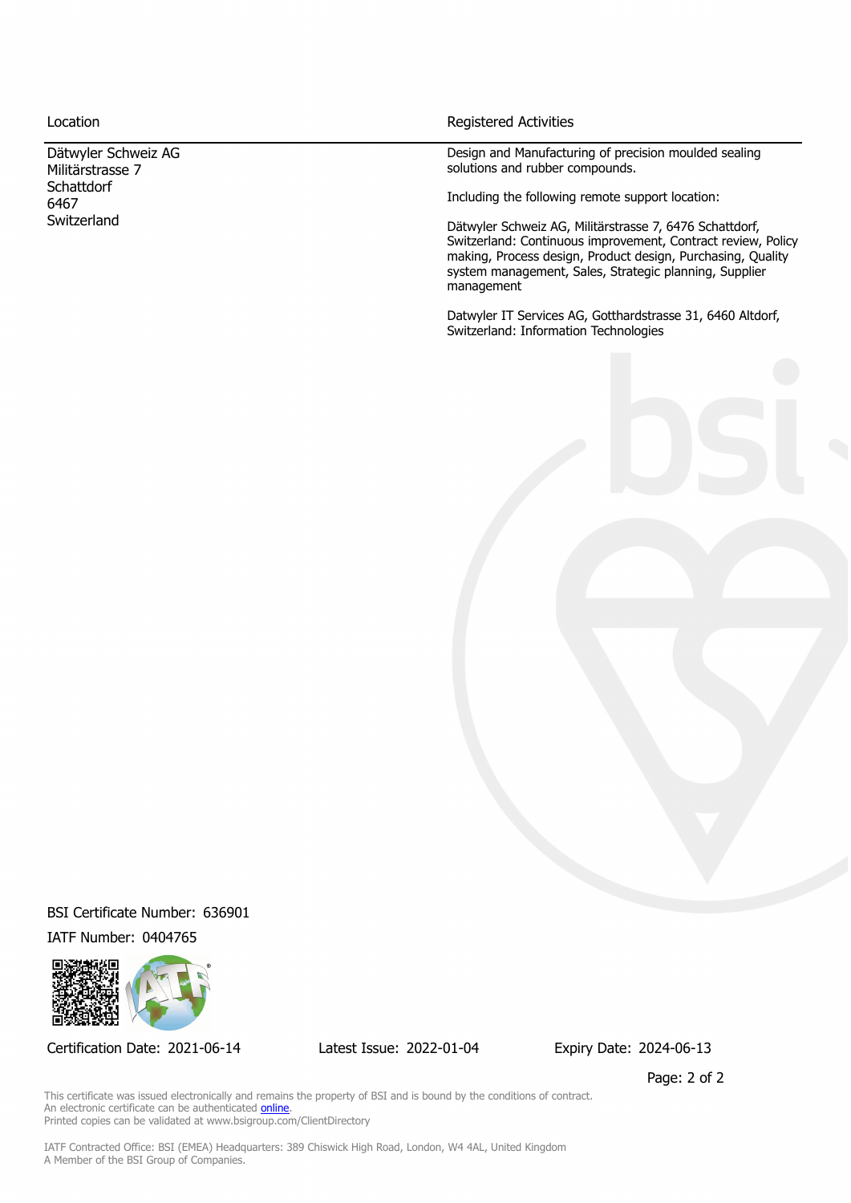| Location | Registered Activities |
| --- | --- |
| Dätwyler Schweiz AG<br>Militärstrasse 7<br>Schattdorf<br>6467<br>Switzerland | Design and Manufacturing of precision moulded sealing solutions and rubber compounds.<br><br>Including the following remote support location:<br><br>Dätwyler Schweiz AG, Militärstrasse 7, 6476 Schattdorf, Switzerland: Continuous improvement, Contract review, Policy making, Process design, Product design, Purchasing, Quality system management, Sales, Strategic planning, Supplier management<br><br>Datwyler IT Services AG, Gotthardstrasse 31, 6460 Altdorf, Switzerland: Information Technologies |

BSI Certificate Number: 636901

IATF Number: 0404765

Certification Date: 2021-06-14

Latest Issue: 2022-01-04

Expiry Date: 2024-06-13

This certificate was issued electronically and remains the property of BSI and is bound by the conditions of contract.
An electronic certificate can be authenticated online.
Printed copies can be validated at www.bsigroup.com/ClientDirectory

IATF Contracted Office: BSI (EMEA) Headquarters: 389 Chiswick High Road, London, W4 4AL, United Kingdom
A Member of the BSI Group of Companies.